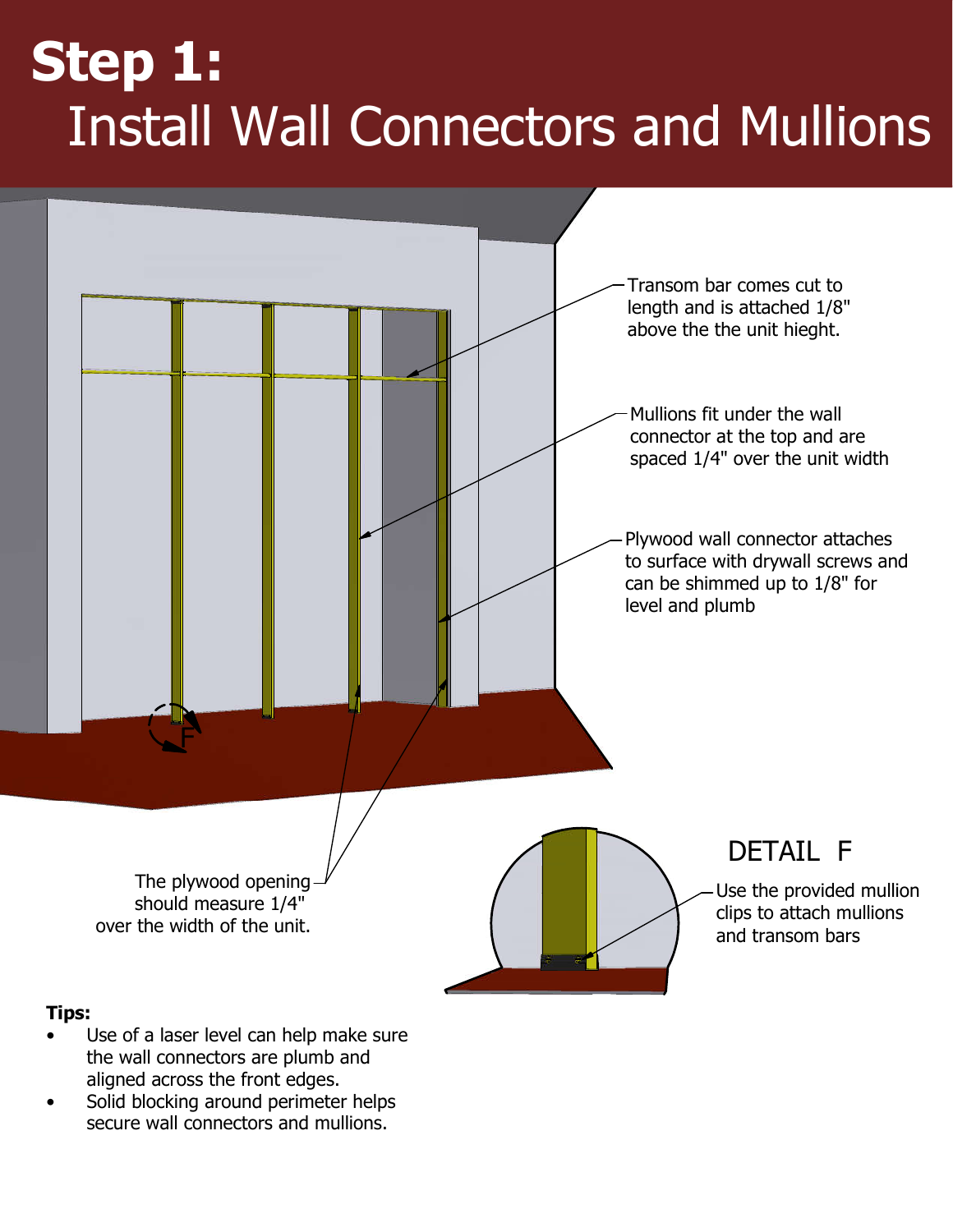# Step 1:
## Install Wall Connectors and Mullions

Transom bar comes cut to length and is attached 1/8" above the the unit hieght.

Mullions fit under the wall connector at the top and are spaced 1/4" over the unit width

Plywood wall connector attaches to surface with drywall screws and can be shimmed up to 1/8" for level and plumb

The plywood opening should measure 1/4" over the width of the unit.

DETAIL F

Use the provided mullion clips to attach mullions and transom bars

**Tips:**

- Use of a laser level can help make sure the wall connectors are plumb and aligned across the front edges.
- Solid blocking around perimeter helps secure wall connectors and mullions.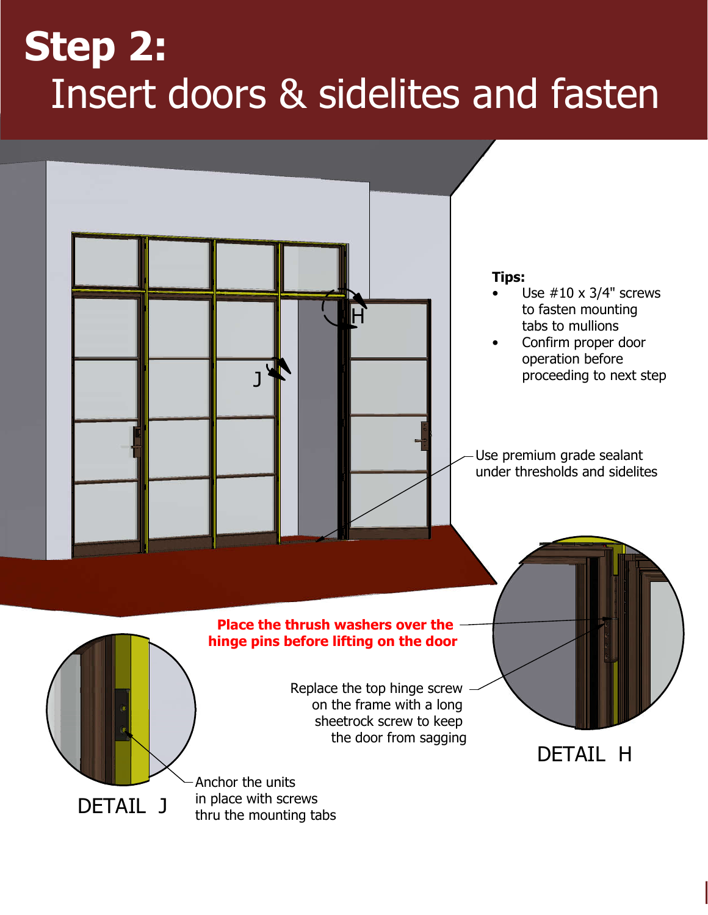# Step 2:

## Insert doors & sidelites and fasten

**Tips:**

- Use #10 x 3/4" screws to fasten mounting tabs to mullions
- Confirm proper door operation before proceeding to next step

H

J

Use premium grade sealant under thresholds and sidelites

**Place the thrush washers over the hinge pins before lifting on the door**

Replace the top hinge screw on the frame with a long sheetrock screw to keep the door from sagging

DETAIL H

Anchor the units in place with screws thru the mounting tabs

DETAIL J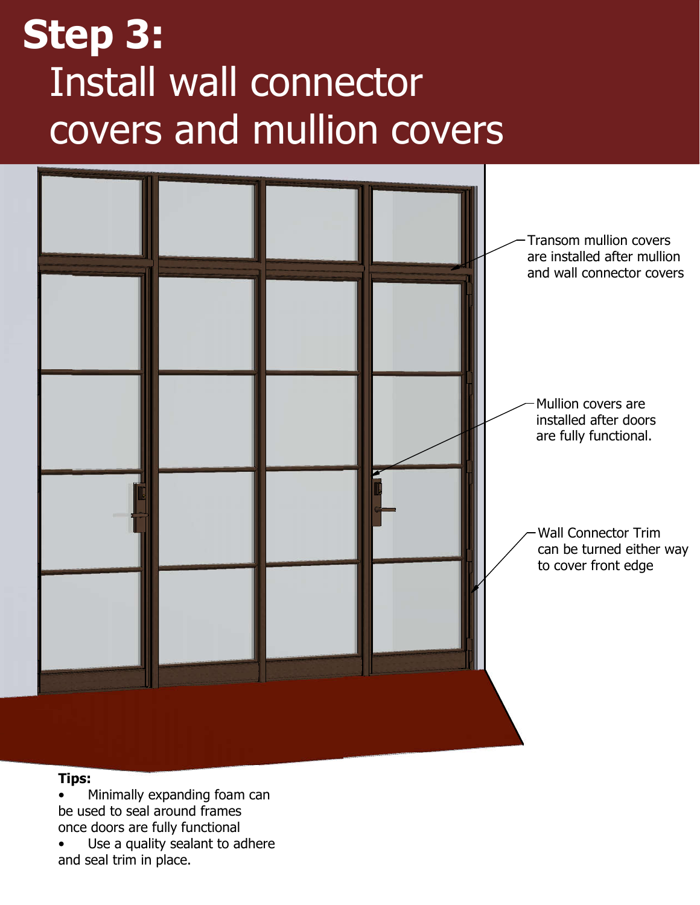# Step 3:

## Install wall connector covers and mullion covers

Transom mullion covers are installed after mullion and wall connector covers

Mullion covers are installed after doors are fully functional.

Wall Connector Trim can be turned either way to cover front edge

**Tips:**

- Minimally expanding foam can be used to seal around frames once doors are fully functional
- Use a quality sealant to adhere and seal trim in place.